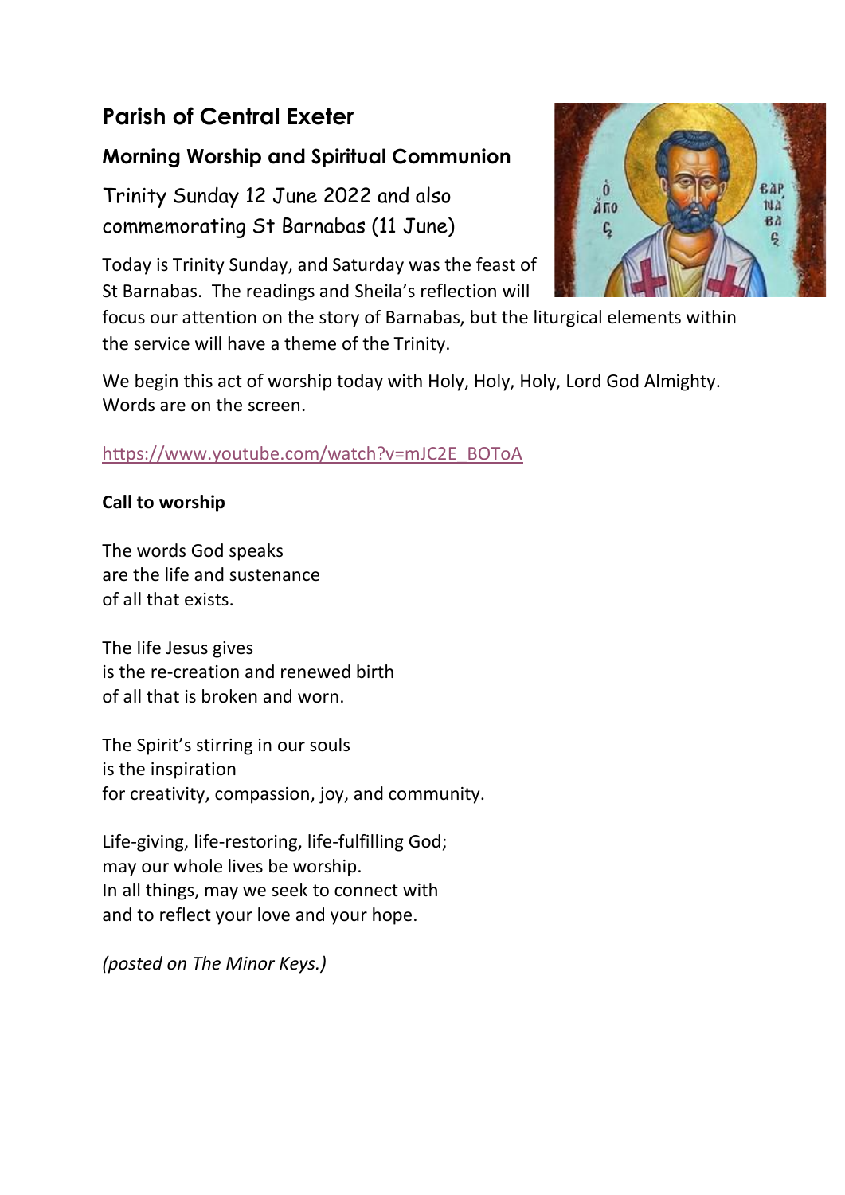# Parish of Central Exeter

## Morning Worship and Spiritual Communion

### Trinity Sunday 12 June 2022 and also commemorating St Barnabas (11 June)

Today is Trinity Sunday, and Saturday was the feast of St Barnabas. The readings and Sheila's reflection will focus our attention on the story of Barnabas, but the liturgical elements within the service will have a theme of the Trinity.

We begin this act of worship today with Holy, Holy, Holy, Lord God Almighty. Words are on the screen.

https://www.youtube.com/watch?v=mJC2E_BOToA

**Call to worship**

The words God speaks  
are the life and sustenance  
of all that exists.

The life Jesus gives  
is the re-creation and renewed birth  
of all that is broken and worn.

The Spirit's stirring in our souls  
is the inspiration  
for creativity, compassion, joy, and community.

Life-giving, life-restoring, life-fulfilling God;  
may our whole lives be worship.  
In all things, may we seek to connect with  
and to reflect your love and your hope.

*(posted on The Minor Keys.)*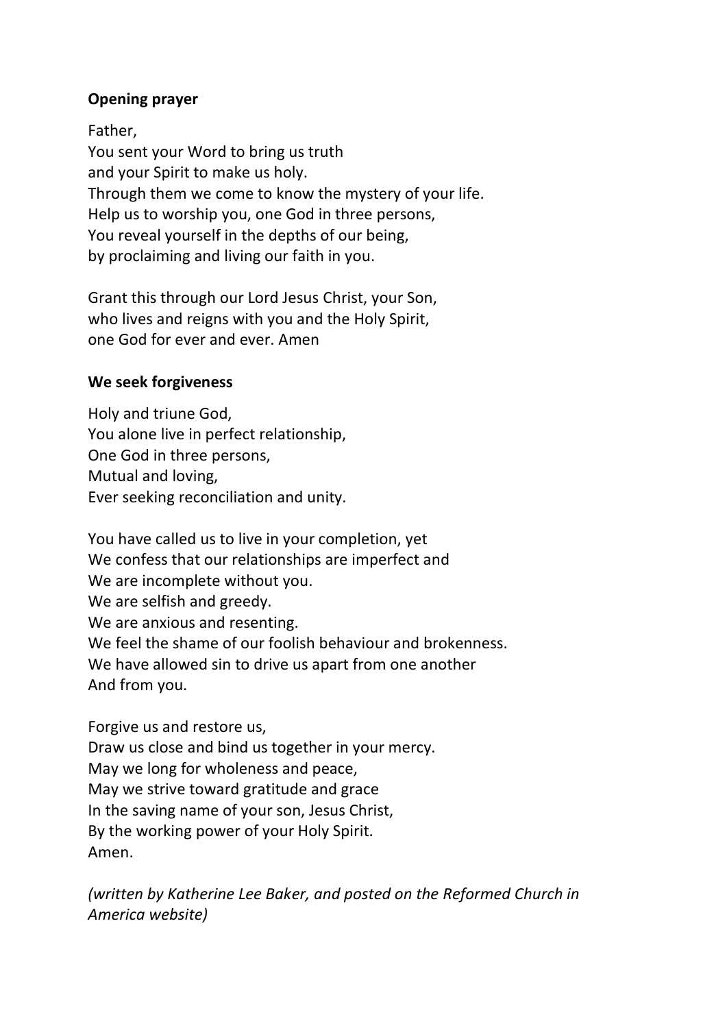**Opening prayer**

Father,
You sent your Word to bring us truth
and your Spirit to make us holy.
Through them we come to know the mystery of your life.
Help us to worship you, one God in three persons,
You reveal yourself in the depths of our being,
by proclaiming and living our faith in you.

Grant this through our Lord Jesus Christ, your Son,
who lives and reigns with you and the Holy Spirit,
one God for ever and ever. Amen

**We seek forgiveness**

Holy and triune God,
You alone live in perfect relationship,
One God in three persons,
Mutual and loving,
Ever seeking reconciliation and unity.

You have called us to live in your completion, yet
We confess that our relationships are imperfect and
We are incomplete without you.
We are selfish and greedy.
We are anxious and resenting.
We feel the shame of our foolish behaviour and brokenness.
We have allowed sin to drive us apart from one another
And from you.

Forgive us and restore us,
Draw us close and bind us together in your mercy.
May we long for wholeness and peace,
May we strive toward gratitude and grace
In the saving name of your son, Jesus Christ,
By the working power of your Holy Spirit.
Amen.

*(written by Katherine Lee Baker, and posted on the Reformed Church in America website)*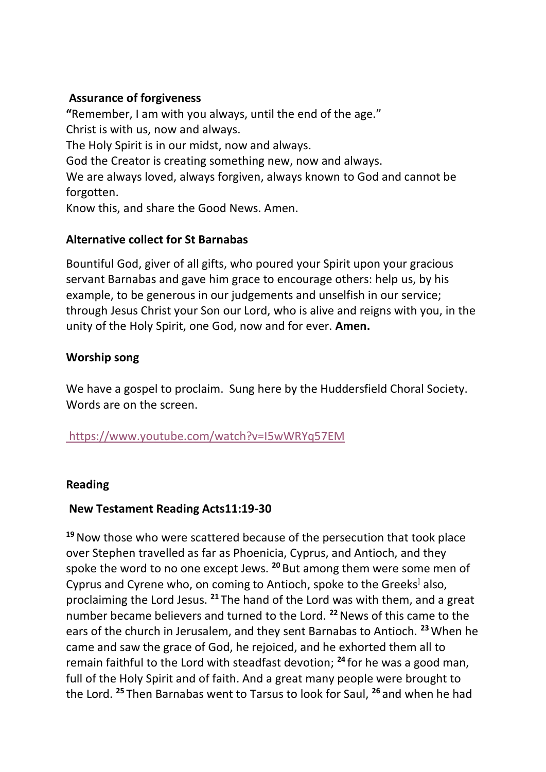**Assurance of forgiveness**

**"**Remember, I am with you always, until the end of the age."
Christ is with us, now and always.
The Holy Spirit is in our midst, now and always.
God the Creator is creating something new, now and always.
We are always loved, always forgiven, always known to God and cannot be forgotten.
Know this, and share the Good News. Amen.

**Alternative collect for St Barnabas**

Bountiful God, giver of all gifts, who poured your Spirit upon your gracious servant Barnabas and gave him grace to encourage others: help us, by his example, to be generous in our judgements and unselfish in our service; through Jesus Christ your Son our Lord, who is alive and reigns with you, in the unity of the Holy Spirit, one God, now and for ever. **Amen.**

**Worship song**

We have a gospel to proclaim. Sung here by the Huddersfield Choral Society. Words are on the screen.

https://www.youtube.com/watch?v=I5wWRYq57EM

**Reading**

**New Testament Reading Acts11:19-30**

**19** Now those who were scattered because of the persecution that took place over Stephen travelled as far as Phoenicia, Cyprus, and Antioch, and they spoke the word to no one except Jews. **20** But among them were some men of Cyprus and Cyrene who, on coming to Antioch, spoke to the Greeks also, proclaiming the Lord Jesus. **21** The hand of the Lord was with them, and a great number became believers and turned to the Lord. **22** News of this came to the ears of the church in Jerusalem, and they sent Barnabas to Antioch. **23** When he came and saw the grace of God, he rejoiced, and he exhorted them all to remain faithful to the Lord with steadfast devotion; **24** for he was a good man, full of the Holy Spirit and of faith. And a great many people were brought to the Lord. **25** Then Barnabas went to Tarsus to look for Saul, **26** and when he had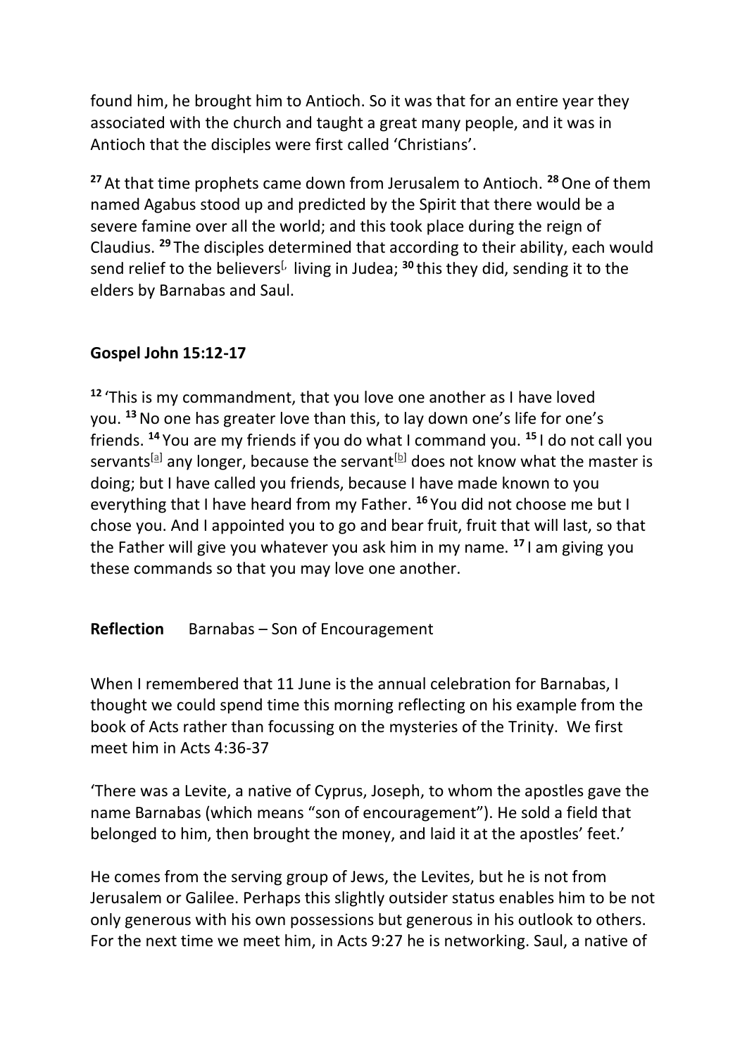found him, he brought him to Antioch. So it was that for an entire year they associated with the church and taught a great many people, and it was in Antioch that the disciples were first called 'Christians'.

[27] At that time prophets came down from Jerusalem to Antioch. [28] One of them named Agabus stood up and predicted by the Spirit that there would be a severe famine over all the world; and this took place during the reign of Claudius. [29] The disciples determined that according to their ability, each would send relief to the believers[, living in Judea; [30] this they did, sending it to the elders by Barnabas and Saul.

**Gospel John 15:12-17**

[12] 'This is my commandment, that you love one another as I have loved you. [13] No one has greater love than this, to lay down one's life for one's friends. [14] You are my friends if you do what I command you. [15] I do not call you servants[a] any longer, because the servant[b] does not know what the master is doing; but I have called you friends, because I have made known to you everything that I have heard from my Father. [16] You did not choose me but I chose you. And I appointed you to go and bear fruit, fruit that will last, so that the Father will give you whatever you ask him in my name. [17] I am giving you these commands so that you may love one another.

**Reflection** Barnabas – Son of Encouragement

When I remembered that 11 June is the annual celebration for Barnabas, I thought we could spend time this morning reflecting on his example from the book of Acts rather than focussing on the mysteries of the Trinity. We first meet him in Acts 4:36-37

'There was a Levite, a native of Cyprus, Joseph, to whom the apostles gave the name Barnabas (which means "son of encouragement"). He sold a field that belonged to him, then brought the money, and laid it at the apostles' feet.'

He comes from the serving group of Jews, the Levites, but he is not from Jerusalem or Galilee. Perhaps this slightly outsider status enables him to be not only generous with his own possessions but generous in his outlook to others. For the next time we meet him, in Acts 9:27 he is networking. Saul, a native of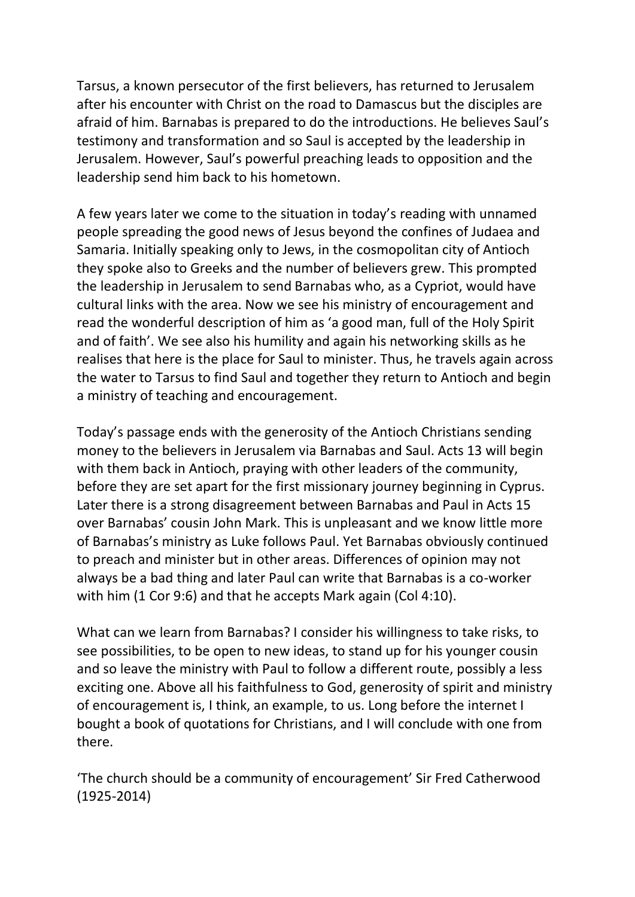Tarsus, a known persecutor of the first believers, has returned to Jerusalem after his encounter with Christ on the road to Damascus but the disciples are afraid of him. Barnabas is prepared to do the introductions. He believes Saul's testimony and transformation and so Saul is accepted by the leadership in Jerusalem. However, Saul's powerful preaching leads to opposition and the leadership send him back to his hometown.

A few years later we come to the situation in today's reading with unnamed people spreading the good news of Jesus beyond the confines of Judaea and Samaria. Initially speaking only to Jews, in the cosmopolitan city of Antioch they spoke also to Greeks and the number of believers grew. This prompted the leadership in Jerusalem to send Barnabas who, as a Cypriot, would have cultural links with the area. Now we see his ministry of encouragement and read the wonderful description of him as 'a good man, full of the Holy Spirit and of faith'. We see also his humility and again his networking skills as he realises that here is the place for Saul to minister. Thus, he travels again across the water to Tarsus to find Saul and together they return to Antioch and begin a ministry of teaching and encouragement.

Today's passage ends with the generosity of the Antioch Christians sending money to the believers in Jerusalem via Barnabas and Saul. Acts 13 will begin with them back in Antioch, praying with other leaders of the community, before they are set apart for the first missionary journey beginning in Cyprus. Later there is a strong disagreement between Barnabas and Paul in Acts 15 over Barnabas' cousin John Mark. This is unpleasant and we know little more of Barnabas's ministry as Luke follows Paul. Yet Barnabas obviously continued to preach and minister but in other areas. Differences of opinion may not always be a bad thing and later Paul can write that Barnabas is a co-worker with him (1 Cor 9:6) and that he accepts Mark again (Col 4:10).

What can we learn from Barnabas? I consider his willingness to take risks, to see possibilities, to be open to new ideas, to stand up for his younger cousin and so leave the ministry with Paul to follow a different route, possibly a less exciting one. Above all his faithfulness to God, generosity of spirit and ministry of encouragement is, I think, an example, to us. Long before the internet I bought a book of quotations for Christians, and I will conclude with one from there.

'The church should be a community of encouragement' Sir Fred Catherwood (1925-2014)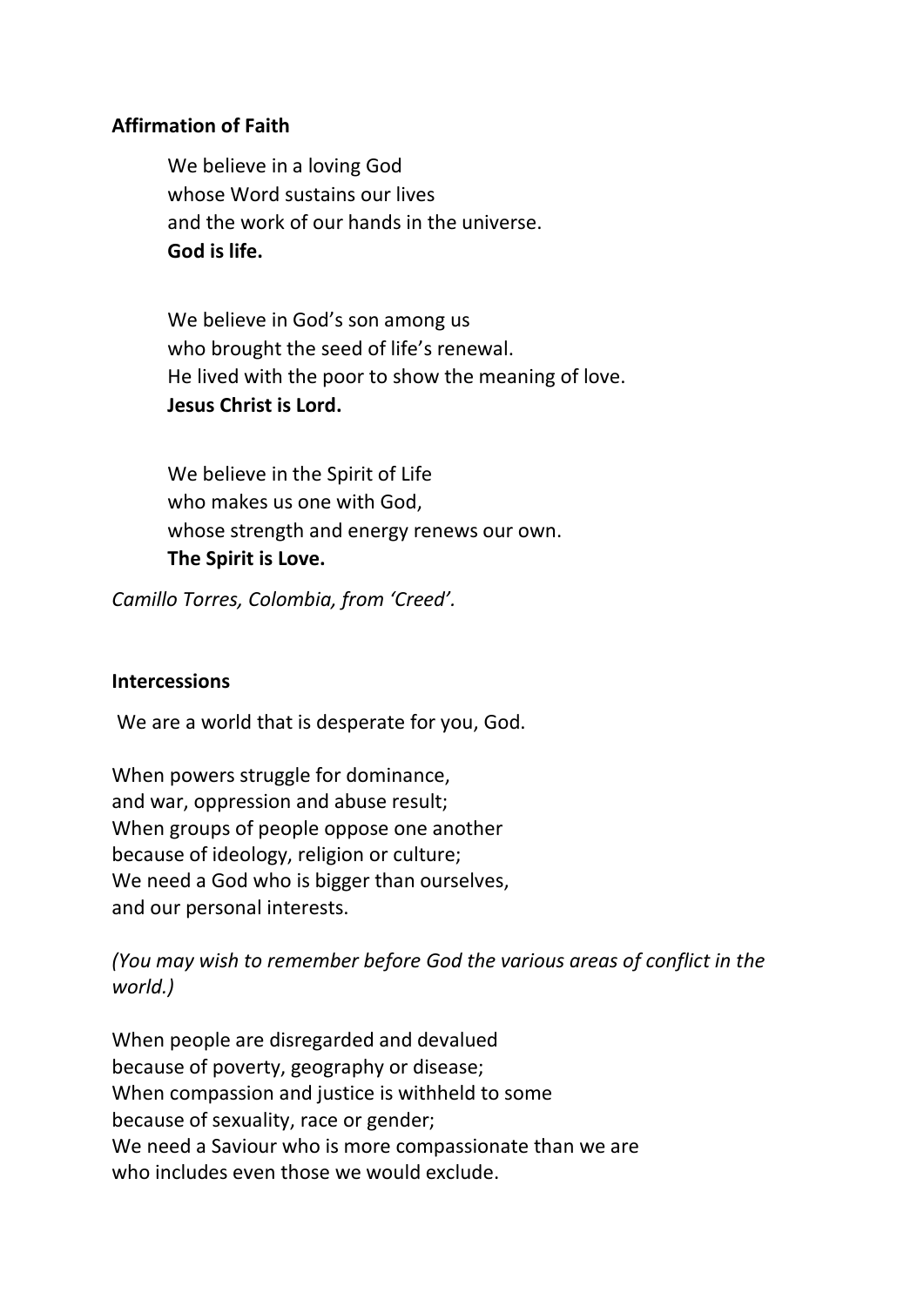**Affirmation of Faith**

We believe in a loving God  
whose Word sustains our lives  
and the work of our hands in the universe.  
**God is life.**

We believe in God's son among us  
who brought the seed of life's renewal.  
He lived with the poor to show the meaning of love.  
**Jesus Christ is Lord.**

We believe in the Spirit of Life  
who makes us one with God,  
whose strength and energy renews our own.  
**The Spirit is Love.**

*Camillo Torres, Colombia, from 'Creed'.*

**Intercessions**

We are a world that is desperate for you, God.

When powers struggle for dominance,  
and war, oppression and abuse result;  
When groups of people oppose one another  
because of ideology, religion or culture;  
We need a God who is bigger than ourselves,  
and our personal interests.

*(You may wish to remember before God the various areas of conflict in the world.)*

When people are disregarded and devalued  
because of poverty, geography or disease;  
When compassion and justice is withheld to some  
because of sexuality, race or gender;  
We need a Saviour who is more compassionate than we are  
who includes even those we would exclude.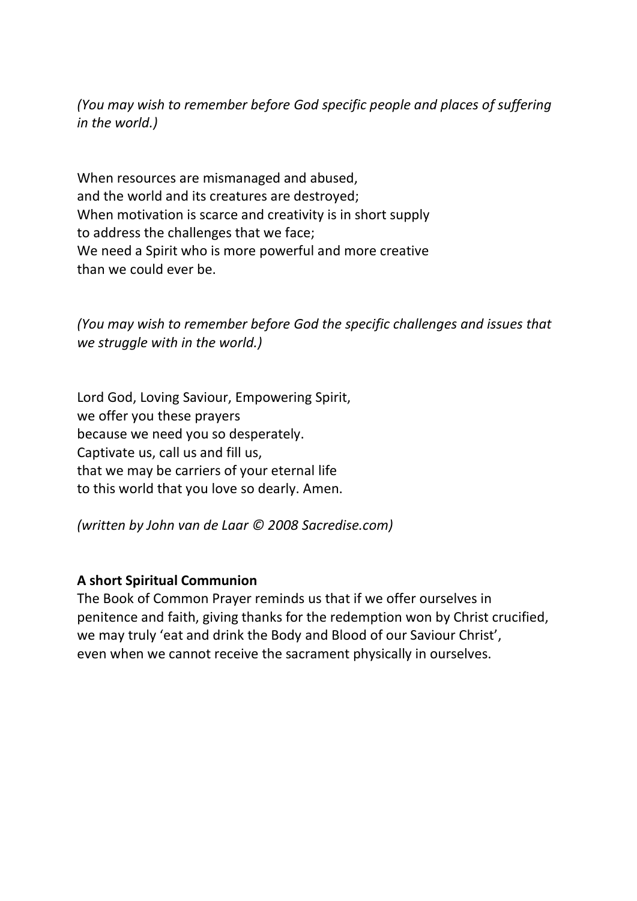*(You may wish to remember before God specific people and places of suffering in the world.)*

When resources are mismanaged and abused,
and the world and its creatures are destroyed;
When motivation is scarce and creativity is in short supply
to address the challenges that we face;
We need a Spirit who is more powerful and more creative
than we could ever be.

*(You may wish to remember before God the specific challenges and issues that we struggle with in the world.)*

Lord God, Loving Saviour, Empowering Spirit,
we offer you these prayers
because we need you so desperately.
Captivate us, call us and fill us,
that we may be carriers of your eternal life
to this world that you love so dearly. Amen.

*(written by John van de Laar © 2008 Sacredise.com)*

**A short Spiritual Communion**

The Book of Common Prayer reminds us that if we offer ourselves in penitence and faith, giving thanks for the redemption won by Christ crucified, we may truly 'eat and drink the Body and Blood of our Saviour Christ', even when we cannot receive the sacrament physically in ourselves.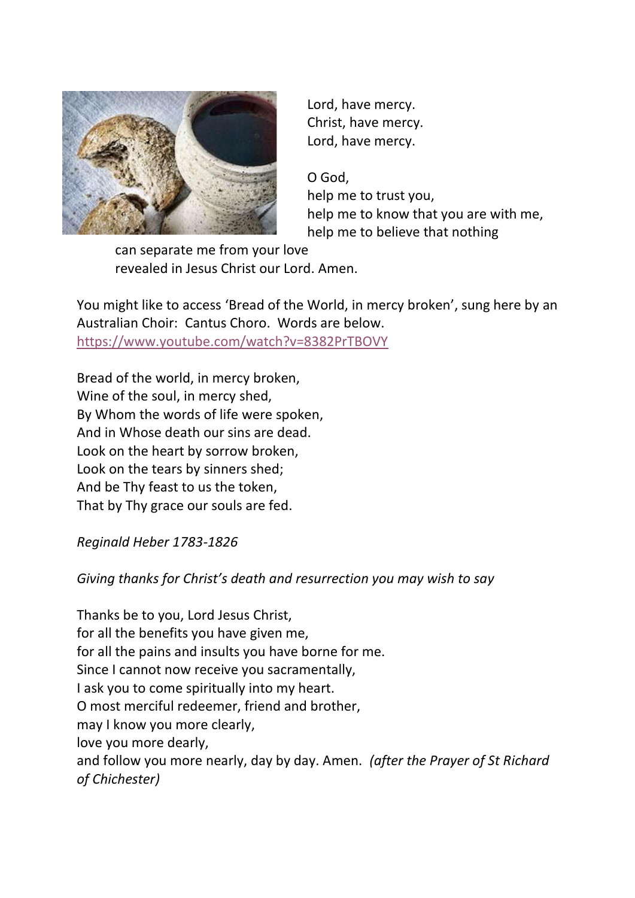Lord, have mercy.
Christ, have mercy.
Lord, have mercy.

O God,
help me to trust you,
help me to know that you are with me,
help me to believe that nothing
can separate me from your love
revealed in Jesus Christ our Lord. Amen.

You might like to access 'Bread of the World, in mercy broken', sung here by an Australian Choir: Cantus Choro. Words are below.
https://www.youtube.com/watch?v=8382PrTBOVY

Bread of the world, in mercy broken,
Wine of the soul, in mercy shed,
By Whom the words of life were spoken,
And in Whose death our sins are dead.
Look on the heart by sorrow broken,
Look on the tears by sinners shed;
And be Thy feast to us the token,
That by Thy grace our souls are fed.

*Reginald Heber 1783-1826*

*Giving thanks for Christ's death and resurrection you may wish to say*

Thanks be to you, Lord Jesus Christ,
for all the benefits you have given me,
for all the pains and insults you have borne for me.
Since I cannot now receive you sacramentally,
I ask you to come spiritually into my heart.
O most merciful redeemer, friend and brother,
may I know you more clearly,
love you more dearly,
and follow you more nearly, day by day. Amen. *(after the Prayer of St Richard of Chichester)*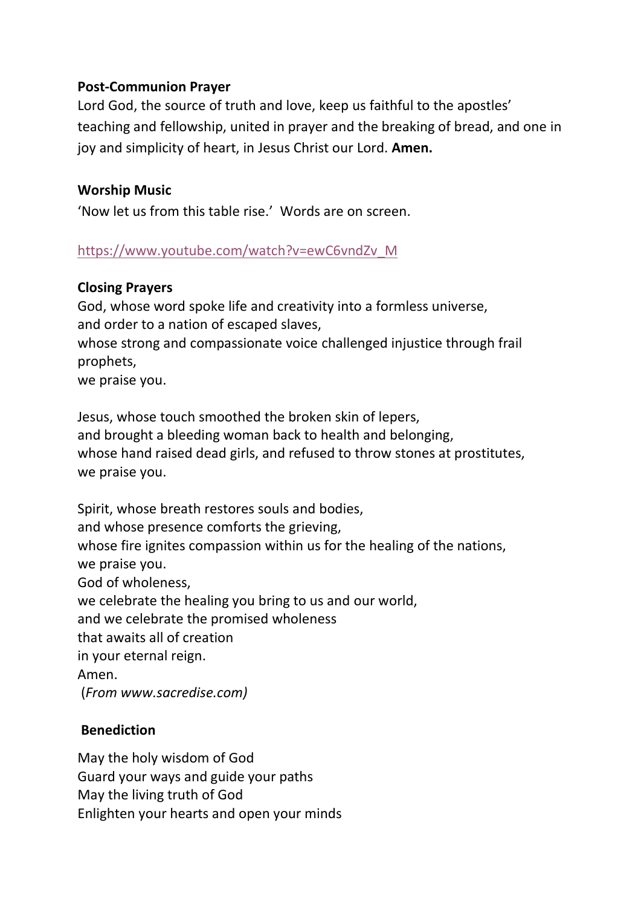**Post-Communion Prayer**
Lord God, the source of truth and love, keep us faithful to the apostles' teaching and fellowship, united in prayer and the breaking of bread, and one in joy and simplicity of heart, in Jesus Christ our Lord. **Amen.**

**Worship Music**
'Now let us from this table rise.' Words are on screen.

https://www.youtube.com/watch?v=ewC6vndZv_M

**Closing Prayers**
God, whose word spoke life and creativity into a formless universe,
and order to a nation of escaped slaves,
whose strong and compassionate voice challenged injustice through frail prophets,
we praise you.

Jesus, whose touch smoothed the broken skin of lepers,
and brought a bleeding woman back to health and belonging,
whose hand raised dead girls, and refused to throw stones at prostitutes,
we praise you.

Spirit, whose breath restores souls and bodies,
and whose presence comforts the grieving,
whose fire ignites compassion within us for the healing of the nations,
we praise you.
God of wholeness,
we celebrate the healing you bring to us and our world,
and we celebrate the promised wholeness
that awaits all of creation
in your eternal reign.
Amen.
(*From www.sacredise.com)*

**Benediction**

May the holy wisdom of God
Guard your ways and guide your paths
May the living truth of God
Enlighten your hearts and open your minds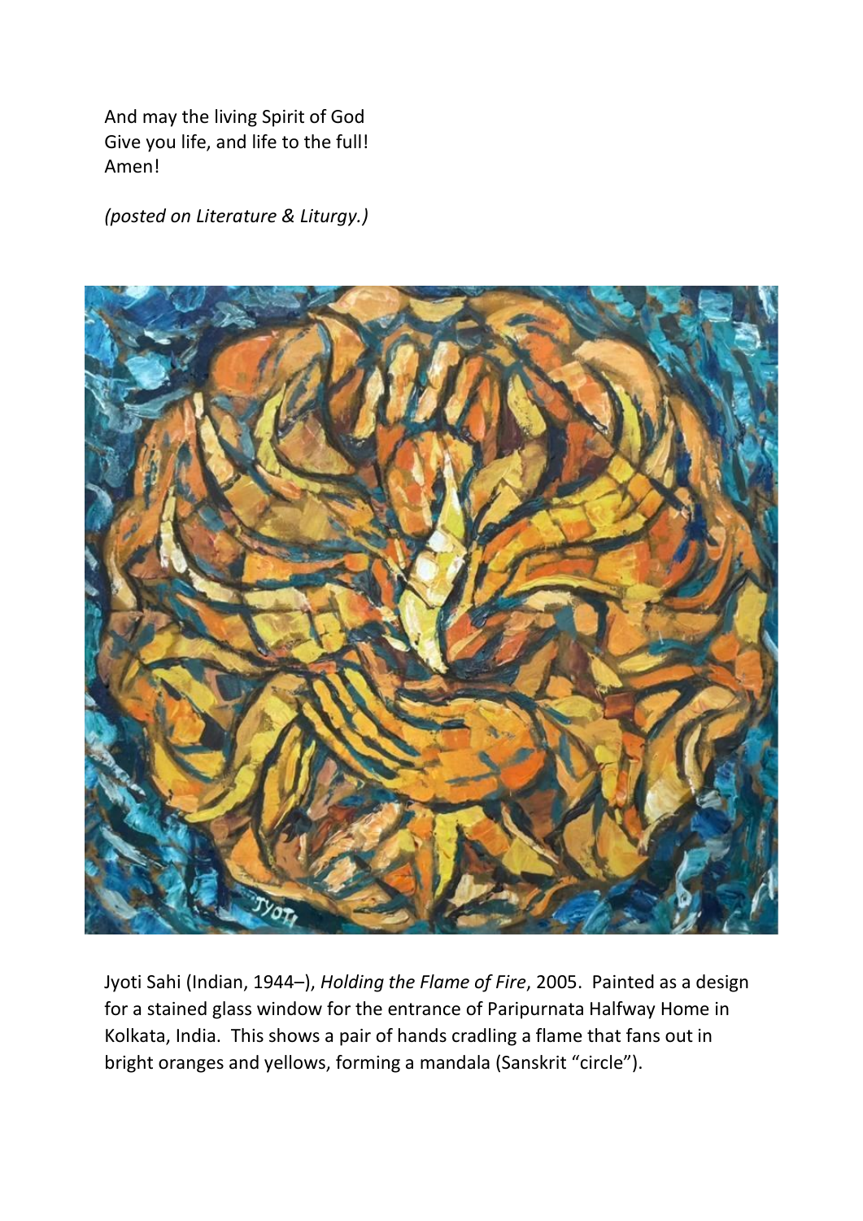And may the living Spirit of God
Give you life, and life to the full!
Amen!

*(posted on Literature & Liturgy.)*

Jyoti Sahi (Indian, 1944–), *Holding the Flame of Fire*, 2005. Painted as a design for a stained glass window for the entrance of Paripurnata Halfway Home in Kolkata, India. This shows a pair of hands cradling a flame that fans out in bright oranges and yellows, forming a mandala (Sanskrit "circle").